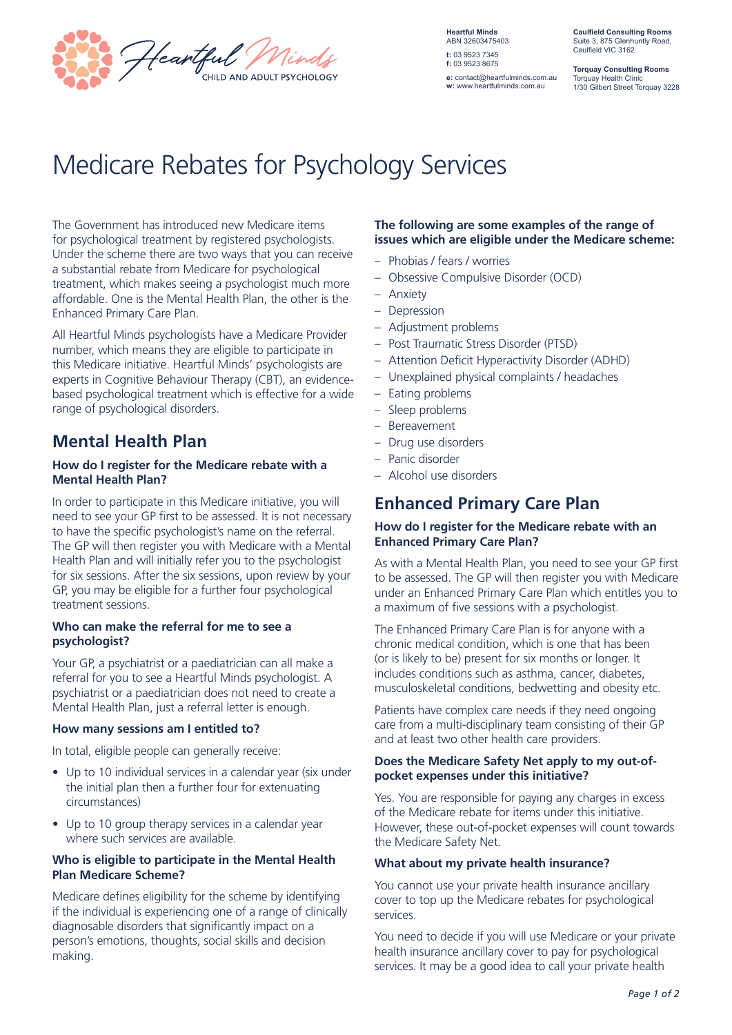Heartful Minds
CHILD AND ADULT PSYCHOLOGY

**Heartful Minds**
ABN 32603475403

**t:** 03 9523 7345
**f:** 03 9523 8675

**e:** contact@heartfulminds.com.au
**w:** www.heartfulminds.com.au

**Caulfield Consulting Rooms**
Suite 3, 875 Glenhuntly Road,
Caulfield VIC 3162

**Torquay Consulting Rooms**
Torquay Health Clinic
1/30 Gilbert Street Torquay 3228

# Medicare Rebates for Psychology Services

The Government has introduced new Medicare items for psychological treatment by registered psychologists. Under the scheme there are two ways that you can receive a substantial rebate from Medicare for psychological treatment, which makes seeing a psychologist much more affordable. One is the Mental Health Plan, the other is the Enhanced Primary Care Plan.

All Heartful Minds psychologists have a Medicare Provider number, which means they are eligible to participate in this Medicare initiative. Heartful Minds' psychologists are experts in Cognitive Behaviour Therapy (CBT), an evidence-based psychological treatment which is effective for a wide range of psychological disorders.

## Mental Health Plan

### How do I register for the Medicare rebate with a Mental Health Plan?

In order to participate in this Medicare initiative, you will need to see your GP first to be assessed. It is not necessary to have the specific psychologist's name on the referral. The GP will then register you with Medicare with a Mental Health Plan and will initially refer you to the psychologist for six sessions. After the six sessions, upon review by your GP, you may be eligible for a further four psychological treatment sessions.

### Who can make the referral for me to see a psychologist?

Your GP, a psychiatrist or a paediatrician can all make a referral for you to see a Heartful Minds psychologist. A psychiatrist or a paediatrician does not need to create a Mental Health Plan, just a referral letter is enough.

### How many sessions am I entitled to?

In total, eligible people can generally receive:

- Up to 10 individual services in a calendar year (six under the initial plan then a further four for extenuating circumstances)
- Up to 10 group therapy services in a calendar year where such services are available.

### Who is eligible to participate in the Mental Health Plan Medicare Scheme?

Medicare defines eligibility for the scheme by identifying if the individual is experiencing one of a range of clinically diagnosable disorders that significantly impact on a person's emotions, thoughts, social skills and decision making.

**The following are some examples of the range of issues which are eligible under the Medicare scheme:**

- Phobias / fears / worries
- Obsessive Compulsive Disorder (OCD)
- Anxiety
- Depression
- Adjustment problems
- Post Traumatic Stress Disorder (PTSD)
- Attention Deficit Hyperactivity Disorder (ADHD)
- Unexplained physical complaints / headaches
- Eating problems
- Sleep problems
- Bereavement
- Drug use disorders
- Panic disorder
- Alcohol use disorders

## Enhanced Primary Care Plan

### How do I register for the Medicare rebate with an Enhanced Primary Care Plan?

As with a Mental Health Plan, you need to see your GP first to be assessed. The GP will then register you with Medicare under an Enhanced Primary Care Plan which entitles you to a maximum of five sessions with a psychologist.

The Enhanced Primary Care Plan is for anyone with a chronic medical condition, which is one that has been (or is likely to be) present for six months or longer. It includes conditions such as asthma, cancer, diabetes, musculoskeletal conditions, bedwetting and obesity etc.

Patients have complex care needs if they need ongoing care from a multi-disciplinary team consisting of their GP and at least two other health care providers.

### Does the Medicare Safety Net apply to my out-of-pocket expenses under this initiative?

Yes. You are responsible for paying any charges in excess of the Medicare rebate for items under this initiative. However, these out-of-pocket expenses will count towards the Medicare Safety Net.

### What about my private health insurance?

You cannot use your private health insurance ancillary cover to top up the Medicare rebates for psychological services.

You need to decide if you will use Medicare or your private health insurance ancillary cover to pay for psychological services. It may be a good idea to call your private health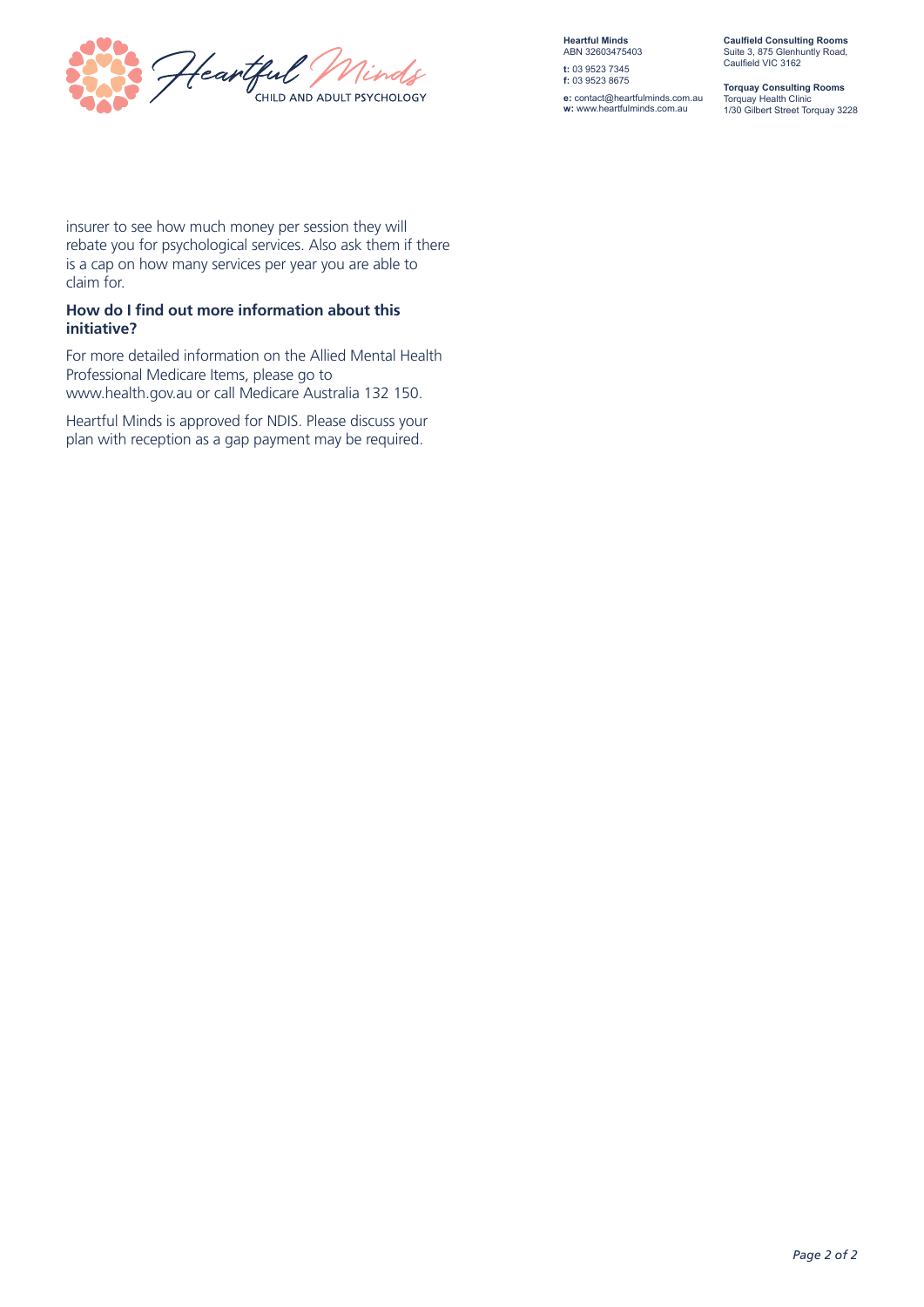insurer to see how much money per session they will rebate you for psychological services. Also ask them if there is a cap on how many services per year you are able to claim for.

**How do I find out more information about this initiative?**

For more detailed information on the Allied Mental Health Professional Medicare Items, please go to www.health.gov.au or call Medicare Australia 132 150.

Heartful Minds is approved for NDIS. Please discuss your plan with reception as a gap payment may be required.